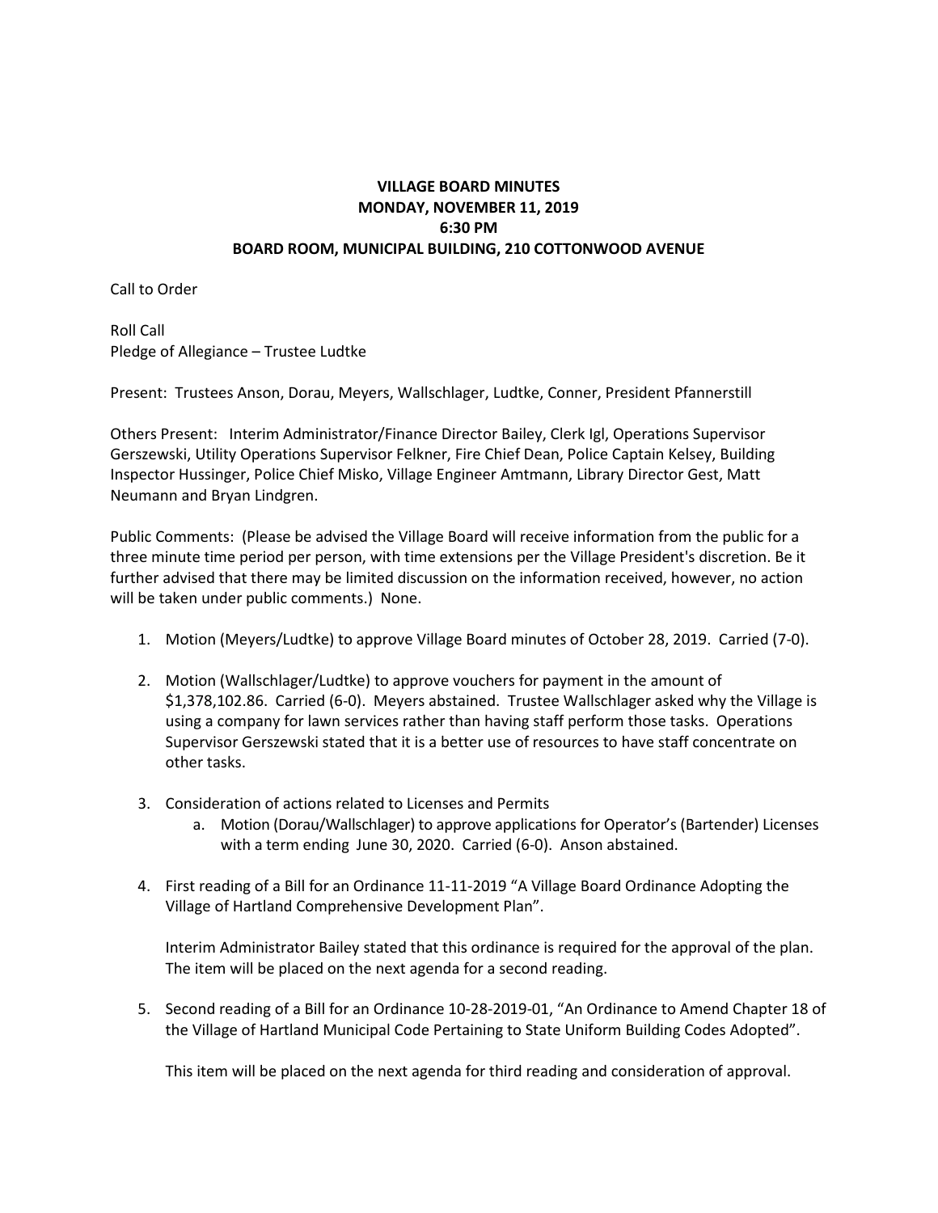**VILLAGE BOARD MINUTES**
**MONDAY, NOVEMBER 11, 2019**
**6:30 PM**
**BOARD ROOM, MUNICIPAL BUILDING, 210 COTTONWOOD AVENUE**

Call to Order

Roll Call
Pledge of Allegiance – Trustee Ludtke

Present: Trustees Anson, Dorau, Meyers, Wallschlager, Ludtke, Conner, President Pfannerstill

Others Present: Interim Administrator/Finance Director Bailey, Clerk Igl, Operations Supervisor Gerszewski, Utility Operations Supervisor Felkner, Fire Chief Dean, Police Captain Kelsey, Building Inspector Hussinger, Police Chief Misko, Village Engineer Amtmann, Library Director Gest, Matt Neumann and Bryan Lindgren.

Public Comments: (Please be advised the Village Board will receive information from the public for a three minute time period per person, with time extensions per the Village President's discretion. Be it further advised that there may be limited discussion on the information received, however, no action will be taken under public comments.) None.

1. Motion (Meyers/Ludtke) to approve Village Board minutes of October 28, 2019. Carried (7-0).

2. Motion (Wallschlager/Ludtke) to approve vouchers for payment in the amount of $1,378,102.86. Carried (6-0). Meyers abstained. Trustee Wallschlager asked why the Village is using a company for lawn services rather than having staff perform those tasks. Operations Supervisor Gerszewski stated that it is a better use of resources to have staff concentrate on other tasks.

3. Consideration of actions related to Licenses and Permits
    a. Motion (Dorau/Wallschlager) to approve applications for Operator's (Bartender) Licenses with a term ending June 30, 2020. Carried (6-0). Anson abstained.

4. First reading of a Bill for an Ordinance 11-11-2019 "A Village Board Ordinance Adopting the Village of Hartland Comprehensive Development Plan".

   Interim Administrator Bailey stated that this ordinance is required for the approval of the plan. The item will be placed on the next agenda for a second reading.

5. Second reading of a Bill for an Ordinance 10-28-2019-01, "An Ordinance to Amend Chapter 18 of the Village of Hartland Municipal Code Pertaining to State Uniform Building Codes Adopted".

   This item will be placed on the next agenda for third reading and consideration of approval.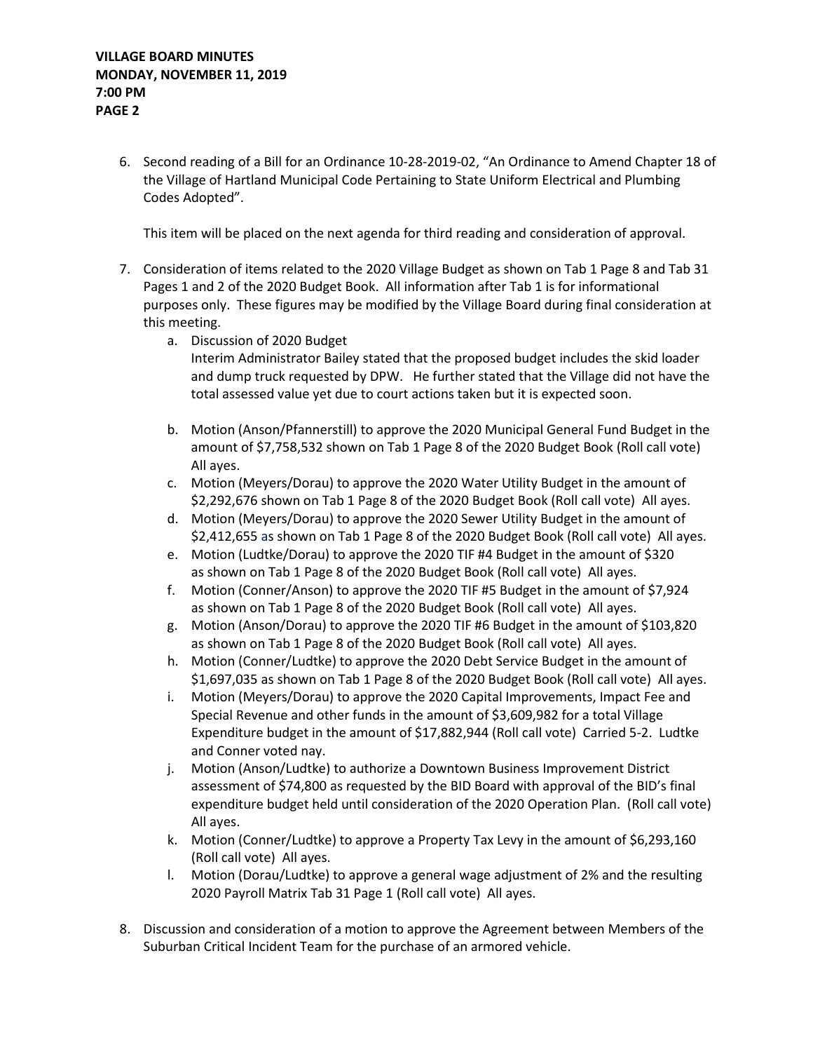6. Second reading of a Bill for an Ordinance 10-28-2019-02, "An Ordinance to Amend Chapter 18 of the Village of Hartland Municipal Code Pertaining to State Uniform Electrical and Plumbing Codes Adopted".

   This item will be placed on the next agenda for third reading and consideration of approval.

7. Consideration of items related to the 2020 Village Budget as shown on Tab 1 Page 8 and Tab 31 Pages 1 and 2 of the 2020 Budget Book. All information after Tab 1 is for informational purposes only. These figures may be modified by the Village Board during final consideration at this meeting.
   a. Discussion of 2020 Budget
      Interim Administrator Bailey stated that the proposed budget includes the skid loader and dump truck requested by DPW. He further stated that the Village did not have the total assessed value yet due to court actions taken but it is expected soon.

   b. Motion (Anson/Pfannerstill) to approve the 2020 Municipal General Fund Budget in the amount of $7,758,532 shown on Tab 1 Page 8 of the 2020 Budget Book (Roll call vote) All ayes.
   c. Motion (Meyers/Dorau) to approve the 2020 Water Utility Budget in the amount of $2,292,676 shown on Tab 1 Page 8 of the 2020 Budget Book (Roll call vote) All ayes.
   d. Motion (Meyers/Dorau) to approve the 2020 Sewer Utility Budget in the amount of $2,412,655 as shown on Tab 1 Page 8 of the 2020 Budget Book (Roll call vote) All ayes.
   e. Motion (Ludtke/Dorau) to approve the 2020 TIF #4 Budget in the amount of $320 as shown on Tab 1 Page 8 of the 2020 Budget Book (Roll call vote) All ayes.
   f. Motion (Conner/Anson) to approve the 2020 TIF #5 Budget in the amount of $7,924 as shown on Tab 1 Page 8 of the 2020 Budget Book (Roll call vote) All ayes.
   g. Motion (Anson/Dorau) to approve the 2020 TIF #6 Budget in the amount of $103,820 as shown on Tab 1 Page 8 of the 2020 Budget Book (Roll call vote) All ayes.
   h. Motion (Conner/Ludtke) to approve the 2020 Debt Service Budget in the amount of $1,697,035 as shown on Tab 1 Page 8 of the 2020 Budget Book (Roll call vote) All ayes.
   i. Motion (Meyers/Dorau) to approve the 2020 Capital Improvements, Impact Fee and Special Revenue and other funds in the amount of $3,609,982 for a total Village Expenditure budget in the amount of $17,882,944 (Roll call vote) Carried 5-2. Ludtke and Conner voted nay.
   j. Motion (Anson/Ludtke) to authorize a Downtown Business Improvement District assessment of $74,800 as requested by the BID Board with approval of the BID's final expenditure budget held until consideration of the 2020 Operation Plan. (Roll call vote) All ayes.
   k. Motion (Conner/Ludtke) to approve a Property Tax Levy in the amount of $6,293,160 (Roll call vote) All ayes.
   l. Motion (Dorau/Ludtke) to approve a general wage adjustment of 2% and the resulting 2020 Payroll Matrix Tab 31 Page 1 (Roll call vote) All ayes.

8. Discussion and consideration of a motion to approve the Agreement between Members of the Suburban Critical Incident Team for the purchase of an armored vehicle.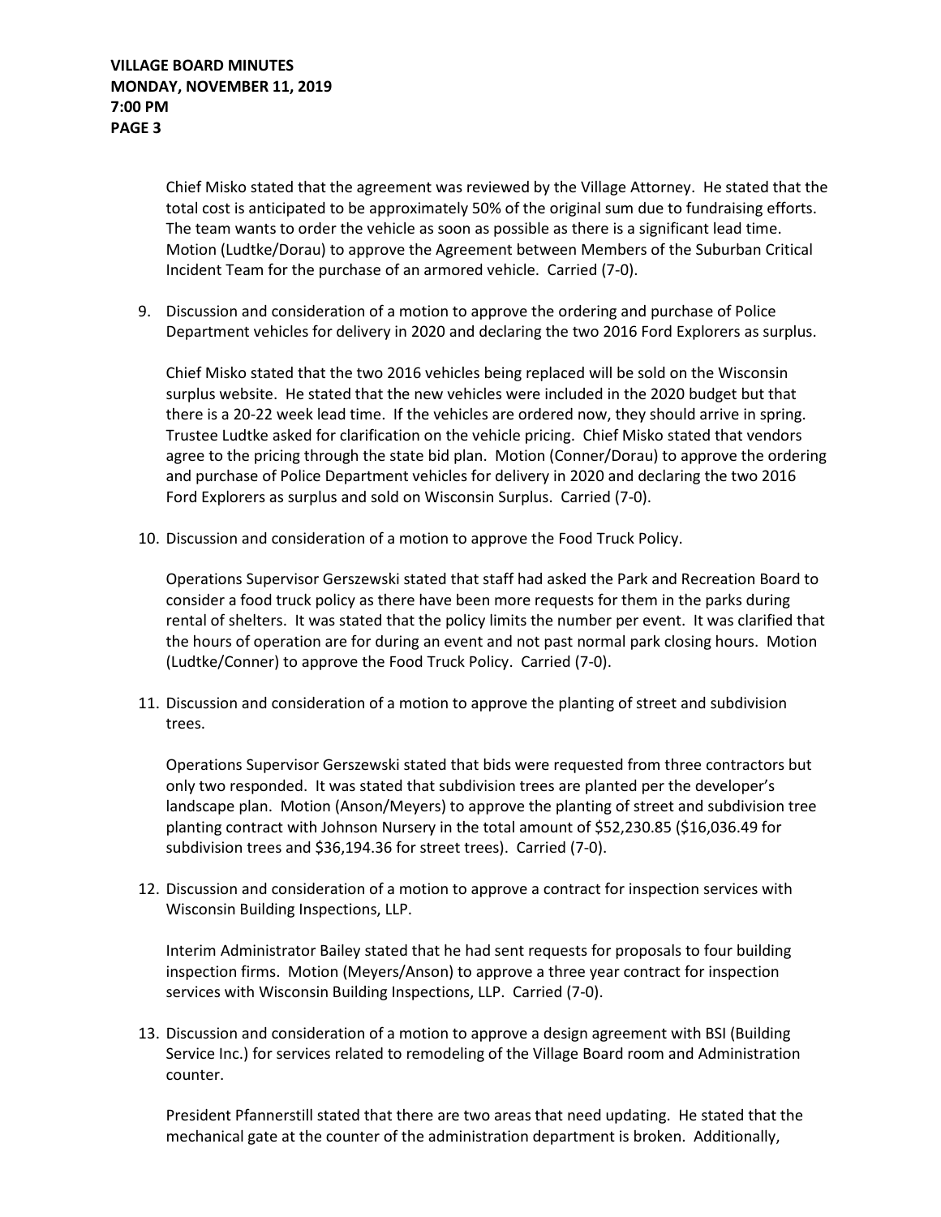Chief Misko stated that the agreement was reviewed by the Village Attorney. He stated that the total cost is anticipated to be approximately 50% of the original sum due to fundraising efforts. The team wants to order the vehicle as soon as possible as there is a significant lead time. Motion (Ludtke/Dorau) to approve the Agreement between Members of the Suburban Critical Incident Team for the purchase of an armored vehicle. Carried (7-0).

9. Discussion and consideration of a motion to approve the ordering and purchase of Police Department vehicles for delivery in 2020 and declaring the two 2016 Ford Explorers as surplus.

   Chief Misko stated that the two 2016 vehicles being replaced will be sold on the Wisconsin surplus website. He stated that the new vehicles were included in the 2020 budget but that there is a 20-22 week lead time. If the vehicles are ordered now, they should arrive in spring. Trustee Ludtke asked for clarification on the vehicle pricing. Chief Misko stated that vendors agree to the pricing through the state bid plan. Motion (Conner/Dorau) to approve the ordering and purchase of Police Department vehicles for delivery in 2020 and declaring the two 2016 Ford Explorers as surplus and sold on Wisconsin Surplus. Carried (7-0).

10. Discussion and consideration of a motion to approve the Food Truck Policy.

    Operations Supervisor Gerszewski stated that staff had asked the Park and Recreation Board to consider a food truck policy as there have been more requests for them in the parks during rental of shelters. It was stated that the policy limits the number per event. It was clarified that the hours of operation are for during an event and not past normal park closing hours. Motion (Ludtke/Conner) to approve the Food Truck Policy. Carried (7-0).

11. Discussion and consideration of a motion to approve the planting of street and subdivision trees.

    Operations Supervisor Gerszewski stated that bids were requested from three contractors but only two responded. It was stated that subdivision trees are planted per the developer's landscape plan. Motion (Anson/Meyers) to approve the planting of street and subdivision tree planting contract with Johnson Nursery in the total amount of $52,230.85 ($16,036.49 for subdivision trees and $36,194.36 for street trees). Carried (7-0).

12. Discussion and consideration of a motion to approve a contract for inspection services with Wisconsin Building Inspections, LLP.

    Interim Administrator Bailey stated that he had sent requests for proposals to four building inspection firms. Motion (Meyers/Anson) to approve a three year contract for inspection services with Wisconsin Building Inspections, LLP. Carried (7-0).

13. Discussion and consideration of a motion to approve a design agreement with BSI (Building Service Inc.) for services related to remodeling of the Village Board room and Administration counter.

    President Pfannerstill stated that there are two areas that need updating. He stated that the mechanical gate at the counter of the administration department is broken. Additionally,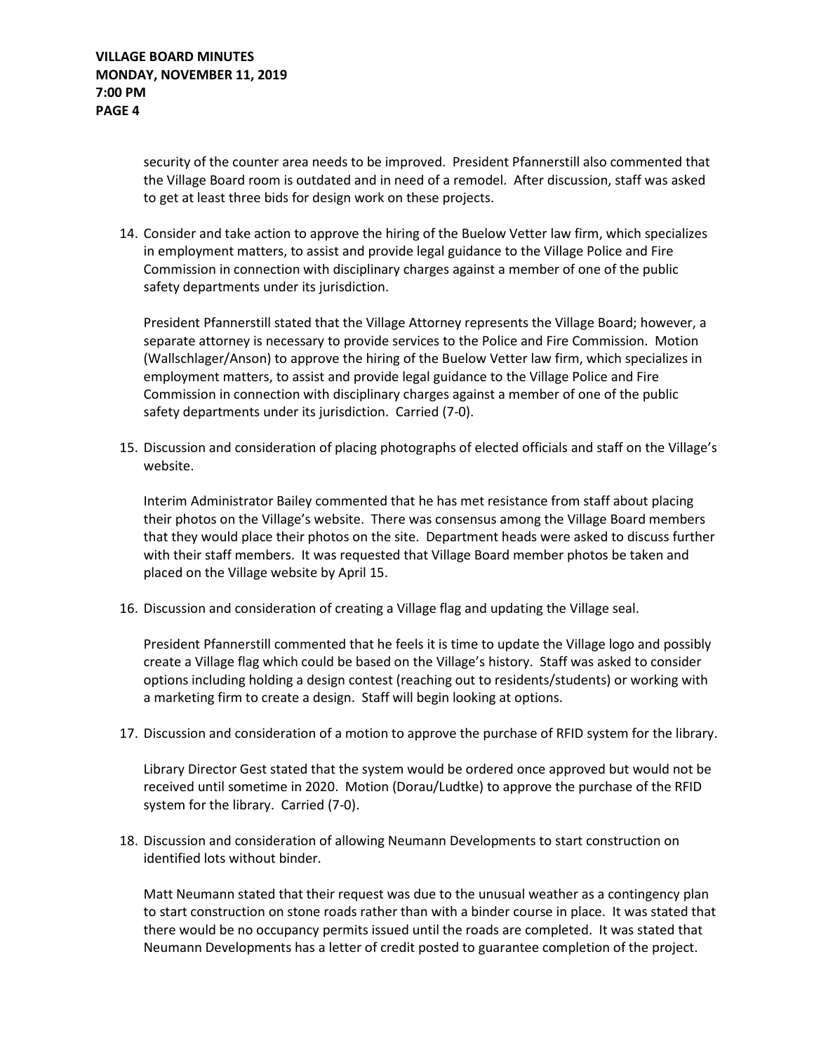security of the counter area needs to be improved. President Pfannerstill also commented that the Village Board room is outdated and in need of a remodel. After discussion, staff was asked to get at least three bids for design work on these projects.

14. Consider and take action to approve the hiring of the Buelow Vetter law firm, which specializes in employment matters, to assist and provide legal guidance to the Village Police and Fire Commission in connection with disciplinary charges against a member of one of the public safety departments under its jurisdiction.

    President Pfannerstill stated that the Village Attorney represents the Village Board; however, a separate attorney is necessary to provide services to the Police and Fire Commission. Motion (Wallschlager/Anson) to approve the hiring of the Buelow Vetter law firm, which specializes in employment matters, to assist and provide legal guidance to the Village Police and Fire Commission in connection with disciplinary charges against a member of one of the public safety departments under its jurisdiction. Carried (7-0).

15. Discussion and consideration of placing photographs of elected officials and staff on the Village's website.

    Interim Administrator Bailey commented that he has met resistance from staff about placing their photos on the Village's website. There was consensus among the Village Board members that they would place their photos on the site. Department heads were asked to discuss further with their staff members. It was requested that Village Board member photos be taken and placed on the Village website by April 15.

16. Discussion and consideration of creating a Village flag and updating the Village seal.

    President Pfannerstill commented that he feels it is time to update the Village logo and possibly create a Village flag which could be based on the Village's history. Staff was asked to consider options including holding a design contest (reaching out to residents/students) or working with a marketing firm to create a design. Staff will begin looking at options.

17. Discussion and consideration of a motion to approve the purchase of RFID system for the library.

    Library Director Gest stated that the system would be ordered once approved but would not be received until sometime in 2020. Motion (Dorau/Ludtke) to approve the purchase of the RFID system for the library. Carried (7-0).

18. Discussion and consideration of allowing Neumann Developments to start construction on identified lots without binder.

    Matt Neumann stated that their request was due to the unusual weather as a contingency plan to start construction on stone roads rather than with a binder course in place. It was stated that there would be no occupancy permits issued until the roads are completed. It was stated that Neumann Developments has a letter of credit posted to guarantee completion of the project.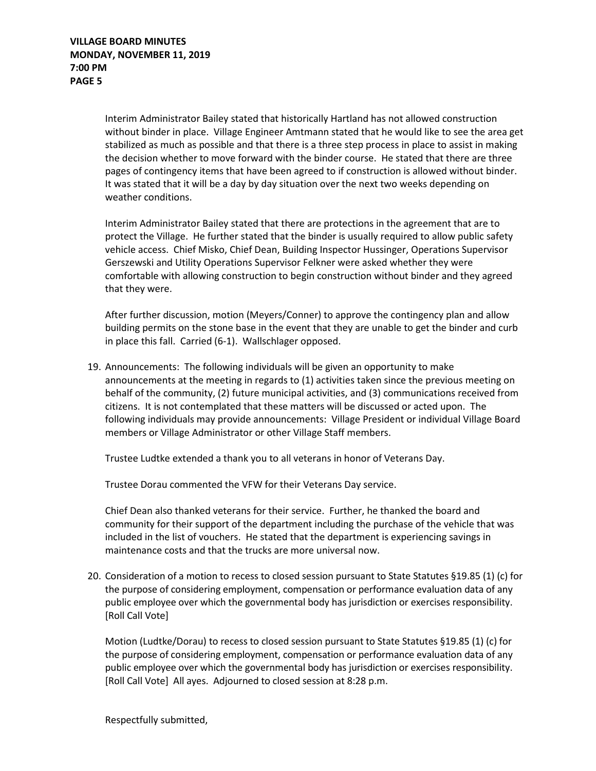Interim Administrator Bailey stated that historically Hartland has not allowed construction without binder in place. Village Engineer Amtmann stated that he would like to see the area get stabilized as much as possible and that there is a three step process in place to assist in making the decision whether to move forward with the binder course. He stated that there are three pages of contingency items that have been agreed to if construction is allowed without binder. It was stated that it will be a day by day situation over the next two weeks depending on weather conditions.

Interim Administrator Bailey stated that there are protections in the agreement that are to protect the Village. He further stated that the binder is usually required to allow public safety vehicle access. Chief Misko, Chief Dean, Building Inspector Hussinger, Operations Supervisor Gerszewski and Utility Operations Supervisor Felkner were asked whether they were comfortable with allowing construction to begin construction without binder and they agreed that they were.

After further discussion, motion (Meyers/Conner) to approve the contingency plan and allow building permits on the stone base in the event that they are unable to get the binder and curb in place this fall. Carried (6-1). Wallschlager opposed.

19. Announcements: The following individuals will be given an opportunity to make announcements at the meeting in regards to (1) activities taken since the previous meeting on behalf of the community, (2) future municipal activities, and (3) communications received from citizens. It is not contemplated that these matters will be discussed or acted upon. The following individuals may provide announcements: Village President or individual Village Board members or Village Administrator or other Village Staff members.

    Trustee Ludtke extended a thank you to all veterans in honor of Veterans Day.

    Trustee Dorau commented the VFW for their Veterans Day service.

    Chief Dean also thanked veterans for their service. Further, he thanked the board and community for their support of the department including the purchase of the vehicle that was included in the list of vouchers. He stated that the department is experiencing savings in maintenance costs and that the trucks are more universal now.

20. Consideration of a motion to recess to closed session pursuant to State Statutes §19.85 (1) (c) for the purpose of considering employment, compensation or performance evaluation data of any public employee over which the governmental body has jurisdiction or exercises responsibility. [Roll Call Vote]

    Motion (Ludtke/Dorau) to recess to closed session pursuant to State Statutes §19.85 (1) (c) for the purpose of considering employment, compensation or performance evaluation data of any public employee over which the governmental body has jurisdiction or exercises responsibility. [Roll Call Vote] All ayes. Adjourned to closed session at 8:28 p.m.

Respectfully submitted,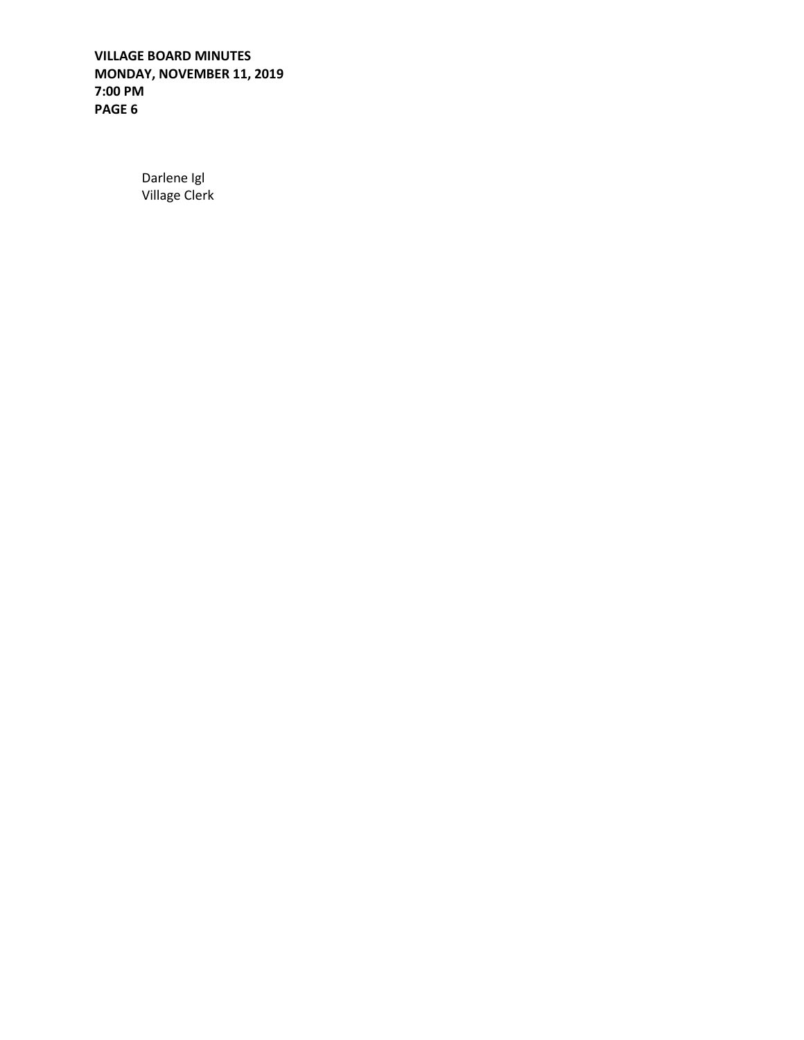Darlene Igl
Village Clerk